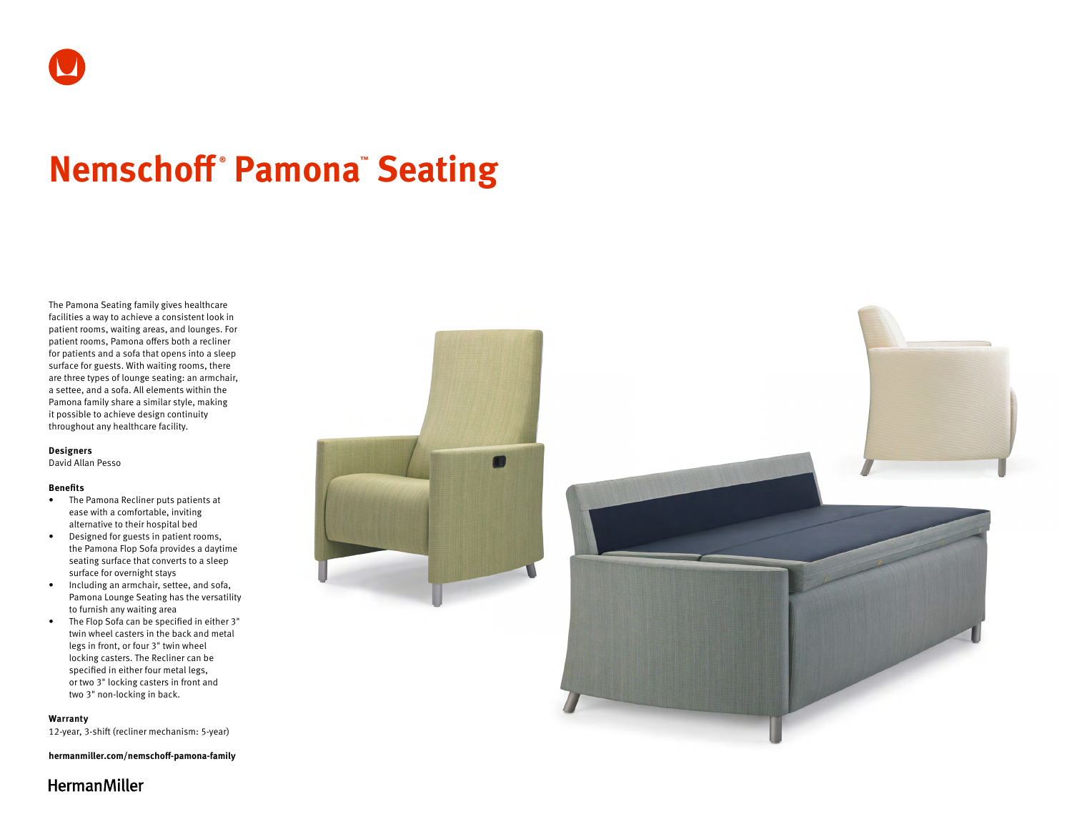# Nemschoff® Pamona™ Seating

The Pamona Seating family gives healthcare facilities a way to achieve a consistent look in patient rooms, waiting areas, and lounges. For patient rooms, Pamona offers both a recliner for patients and a sofa that opens into a sleep surface for guests. With waiting rooms, there are three types of lounge seating: an armchair, a settee, and a sofa. All elements within the Pamona family share a similar style, making it possible to achieve design continuity throughout any healthcare facility.

**Designers**
David Allan Pesso

**Benefits**

- The Pamona Recliner puts patients at ease with a comfortable, inviting alternative to their hospital bed
- Designed for guests in patient rooms, the Pamona Flop Sofa provides a daytime seating surface that converts to a sleep surface for overnight stays
- Including an armchair, settee, and sofa, Pamona Lounge Seating has the versatility to furnish any waiting area
- The Flop Sofa can be specified in either 3" twin wheel casters in the back and metal legs in front, or four 3" twin wheel locking casters. The Recliner can be specified in either four metal legs, or two 3" locking casters in front and two 3" non-locking in back.

**Warranty**
12-year, 3-shift (recliner mechanism: 5-year)

**hermanmiller.com/nemschoff-pamona-family**

HermanMiller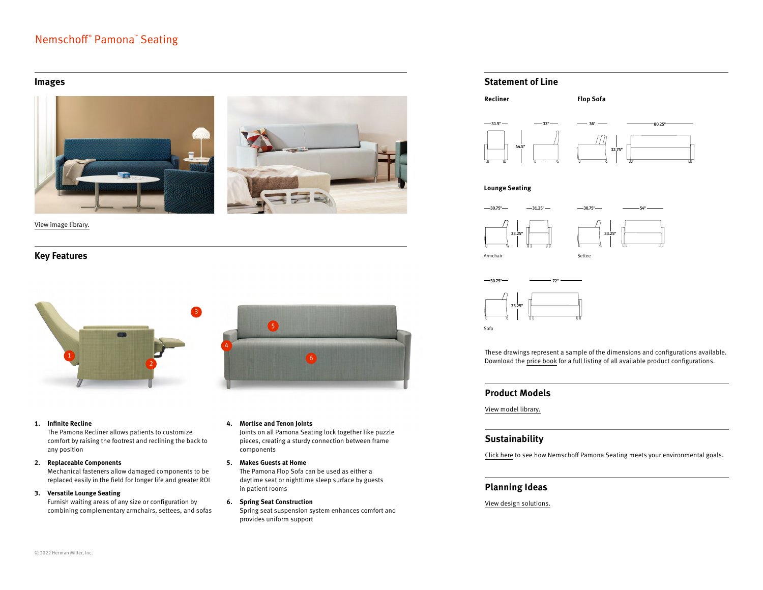# Nemschoff® Pamona™ Seating

## Images

View image library.

## Key Features

1
2
3
4
5
6

1. **Infinite Recline**
   The Pamona Recliner allows patients to customize comfort by raising the footrest and reclining the back to any position

2. **Replaceable Components**
   Mechanical fasteners allow damaged components to be replaced easily in the field for longer life and greater ROI

3. **Versatile Lounge Seating**
   Furnish waiting areas of any size or configuration by combining complementary armchairs, settees, and sofas

4. **Mortise and Tenon Joints**
   Joints on all Pamona Seating lock together like puzzle pieces, creating a sturdy connection between frame components

5. **Makes Guests at Home**
   The Pamona Flop Sofa can be used as either a daytime seat or nighttime sleep surface by guests in patient rooms

6. **Spring Seat Construction**
   Spring seat suspension system enhances comfort and provides uniform support

## Statement of Line

**Recliner**

31.5"
33"
44.5"

**Flop Sofa**

36"
80.25"
32.75"

**Lounge Seating**

30.75"
31.25"
33.25"

Armchair

30.75"
54"
33.25"

Settee

30.75"
72"
33.25"

Sofa

These drawings represent a sample of the dimensions and configurations available. Download the price book for a full listing of all available product configurations.

## Product Models

View model library.

## Sustainability

Click here to see how Nemschoff Pamona Seating meets your environmental goals.

## Planning Ideas

View design solutions.

© 2022 Herman Miller, Inc.